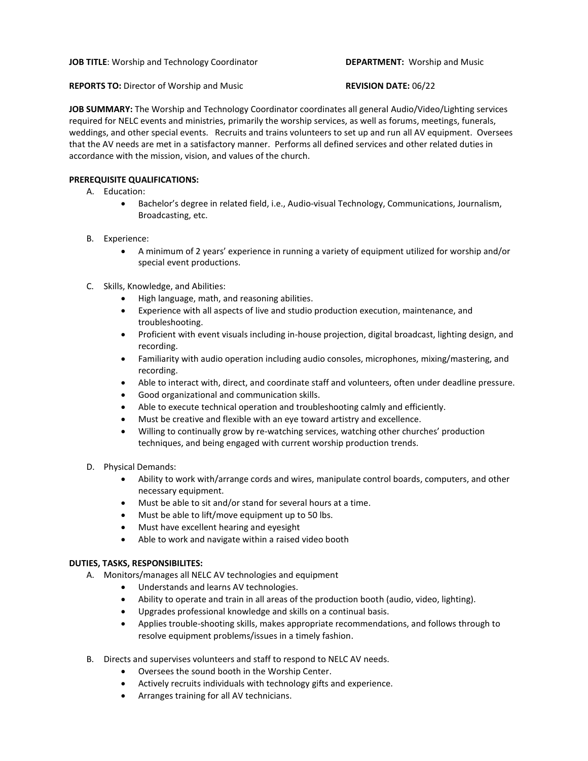**JOB TITLE**: Worship and Technology Coordinator **DEPARTMENT:** Worship and Music

**REPORTS TO:** Director of Worship and Music **REVISION DATE:** 06/22

**JOB SUMMARY:** The Worship and Technology Coordinator coordinates all general Audio/Video/Lighting services required for NELC events and ministries, primarily the worship services, as well as forums, meetings, funerals, weddings, and other special events. Recruits and trains volunteers to set up and run all AV equipment. Oversees that the AV needs are met in a satisfactory manner. Performs all defined services and other related duties in accordance with the mission, vision, and values of the church.

**PREREQUISITE QUALIFICATIONS:**

A. Education:
  - Bachelor's degree in related field, i.e., Audio-visual Technology, Communications, Journalism, Broadcasting, etc.

B. Experience:
  - A minimum of 2 years' experience in running a variety of equipment utilized for worship and/or special event productions.

C. Skills, Knowledge, and Abilities:
  - High language, math, and reasoning abilities.
  - Experience with all aspects of live and studio production execution, maintenance, and troubleshooting.
  - Proficient with event visuals including in-house projection, digital broadcast, lighting design, and recording.
  - Familiarity with audio operation including audio consoles, microphones, mixing/mastering, and recording.
  - Able to interact with, direct, and coordinate staff and volunteers, often under deadline pressure.
  - Good organizational and communication skills.
  - Able to execute technical operation and troubleshooting calmly and efficiently.
  - Must be creative and flexible with an eye toward artistry and excellence.
  - Willing to continually grow by re-watching services, watching other churches' production techniques, and being engaged with current worship production trends.

D. Physical Demands:
  - Ability to work with/arrange cords and wires, manipulate control boards, computers, and other necessary equipment.
  - Must be able to sit and/or stand for several hours at a time.
  - Must be able to lift/move equipment up to 50 lbs.
  - Must have excellent hearing and eyesight
  - Able to work and navigate within a raised video booth

**DUTIES, TASKS, RESPONSIBILITES:**

A. Monitors/manages all NELC AV technologies and equipment
  - Understands and learns AV technologies.
  - Ability to operate and train in all areas of the production booth (audio, video, lighting).
  - Upgrades professional knowledge and skills on a continual basis.
  - Applies trouble-shooting skills, makes appropriate recommendations, and follows through to resolve equipment problems/issues in a timely fashion.

B. Directs and supervises volunteers and staff to respond to NELC AV needs.
  - Oversees the sound booth in the Worship Center.
  - Actively recruits individuals with technology gifts and experience.
  - Arranges training for all AV technicians.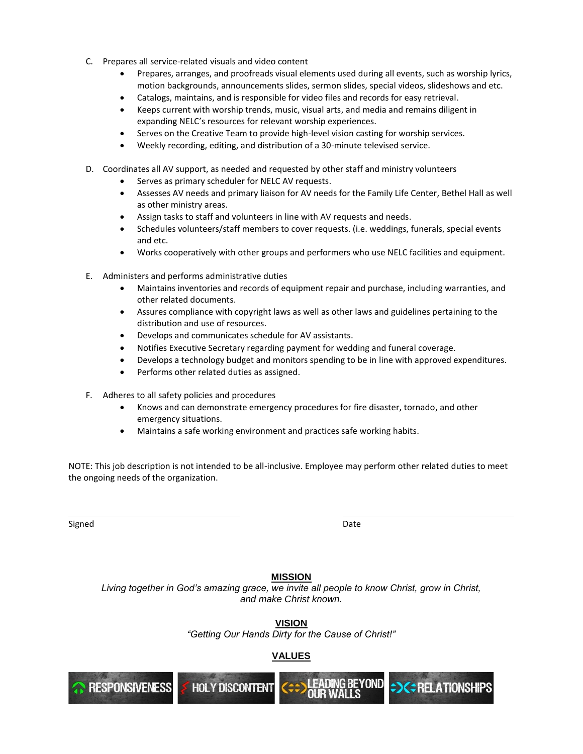C. Prepares all service-related visuals and video content
   - Prepares, arranges, and proofreads visual elements used during all events, such as worship lyrics, motion backgrounds, announcements slides, sermon slides, special videos, slideshows and etc.
   - Catalogs, maintains, and is responsible for video files and records for easy retrieval.
   - Keeps current with worship trends, music, visual arts, and media and remains diligent in expanding NELC's resources for relevant worship experiences.
   - Serves on the Creative Team to provide high-level vision casting for worship services.
   - Weekly recording, editing, and distribution of a 30-minute televised service.

D. Coordinates all AV support, as needed and requested by other staff and ministry volunteers
   - Serves as primary scheduler for NELC AV requests.
   - Assesses AV needs and primary liaison for AV needs for the Family Life Center, Bethel Hall as well as other ministry areas.
   - Assign tasks to staff and volunteers in line with AV requests and needs.
   - Schedules volunteers/staff members to cover requests. (i.e. weddings, funerals, special events and etc.
   - Works cooperatively with other groups and performers who use NELC facilities and equipment.

E. Administers and performs administrative duties
   - Maintains inventories and records of equipment repair and purchase, including warranties, and other related documents.
   - Assures compliance with copyright laws as well as other laws and guidelines pertaining to the distribution and use of resources.
   - Develops and communicates schedule for AV assistants.
   - Notifies Executive Secretary regarding payment for wedding and funeral coverage.
   - Develops a technology budget and monitors spending to be in line with approved expenditures.
   - Performs other related duties as assigned.

F. Adheres to all safety policies and procedures
   - Knows and can demonstrate emergency procedures for fire disaster, tornado, and other emergency situations.
   - Maintains a safe working environment and practices safe working habits.

NOTE: This job description is not intended to be all-inclusive. Employee may perform other related duties to meet the ongoing needs of the organization.

Signed ______________________ Date ______________________

## MISSION

*Living together in God's amazing grace, we invite all people to know Christ, grow in Christ, and make Christ known.*

## VISION

*"Getting Our Hands Dirty for the Cause of Christ!"*

## VALUES

RESPONSIVENESS | HOLY DISCONTENT | LEADING BEYOND OUR WALLS | RELATIONSHIPS